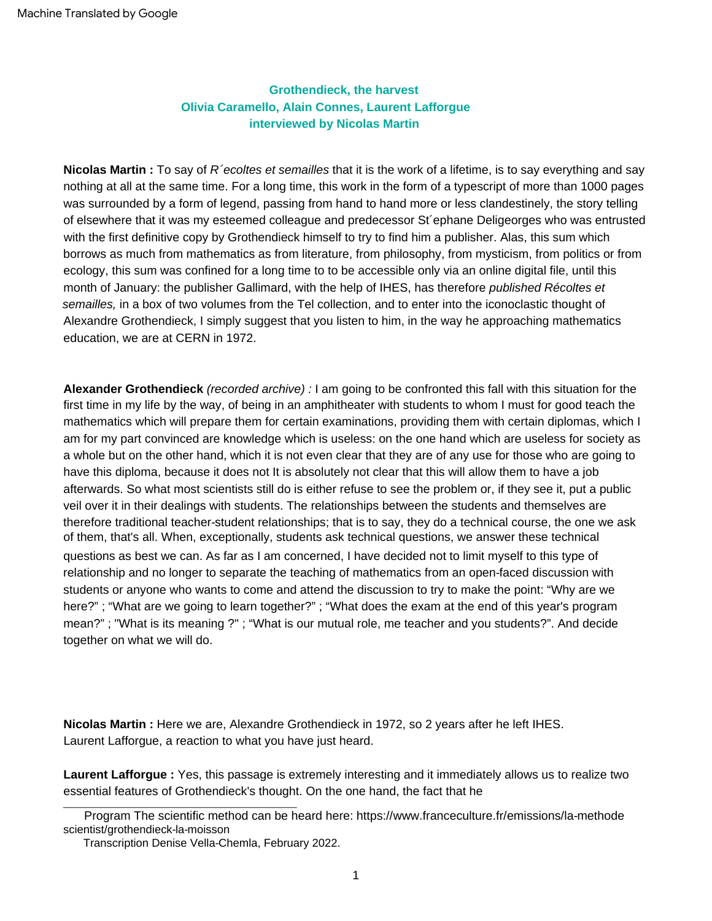**Grothendieck, the harvest**
**Olivia Caramello, Alain Connes, Laurent Lafforgue**
**interviewed by Nicolas Martin**

**Nicolas Martin :** To say of *R´ecoltes et semailles* that it is the work of a lifetime, is to say everything and say nothing at all at the same time. For a long time, this work in the form of a typescript of more than 1000 pages was surrounded by a form of legend, passing from hand to hand more or less clandestinely, the story telling of elsewhere that it was my esteemed colleague and predecessor St´ephane Deligeorges who was entrusted with the first definitive copy by Grothendieck himself to try to find him a publisher. Alas, this sum which borrows as much from mathematics as from literature, from philosophy, from mysticism, from politics or from ecology, this sum was confined for a long time to to be accessible only via an online digital file, until this month of January: the publisher Gallimard, with the help of IHES, has therefore *published Récoltes et semailles,* in a box of two volumes from the Tel collection, and to enter into the iconoclastic thought of Alexandre Grothendieck, I simply suggest that you listen to him, in the way he approaching mathematics education, we are at CERN in 1972.

**Alexander Grothendieck** *(recorded archive) :* I am going to be confronted this fall with this situation for the first time in my life by the way, of being in an amphitheater with students to whom I must for good teach the mathematics which will prepare them for certain examinations, providing them with certain diplomas, which I am for my part convinced are knowledge which is useless: on the one hand which are useless for society as a whole but on the other hand, which it is not even clear that they are of any use for those who are going to have this diploma, because it does not It is absolutely not clear that this will allow them to have a job afterwards. So what most scientists still do is either refuse to see the problem or, if they see it, put a public veil over it in their dealings with students. The relationships between the students and themselves are therefore traditional teacher-student relationships; that is to say, they do a technical course, the one we ask of them, that's all. When, exceptionally, students ask technical questions, we answer these technical questions as best we can. As far as I am concerned, I have decided not to limit myself to this type of relationship and no longer to separate the teaching of mathematics from an open-faced discussion with students or anyone who wants to come and attend the discussion to try to make the point: "Why are we here?" ; "What are we going to learn together?" ; "What does the exam at the end of this year's program mean?" ; "What is its meaning ?" ; "What is our mutual role, me teacher and you students?". And decide together on what we will do.

**Nicolas Martin :** Here we are, Alexandre Grothendieck in 1972, so 2 years after he left IHES. Laurent Lafforgue, a reaction to what you have just heard.

**Laurent Lafforgue :** Yes, this passage is extremely interesting and it immediately allows us to realize two essential features of Grothendieck's thought. On the one hand, the fact that he

---

Program The scientific method can be heard here: https://www.franceculture.fr/emissions/la-methode scientist/grothendieck-la-moisson

Transcription Denise Vella-Chemla, February 2022.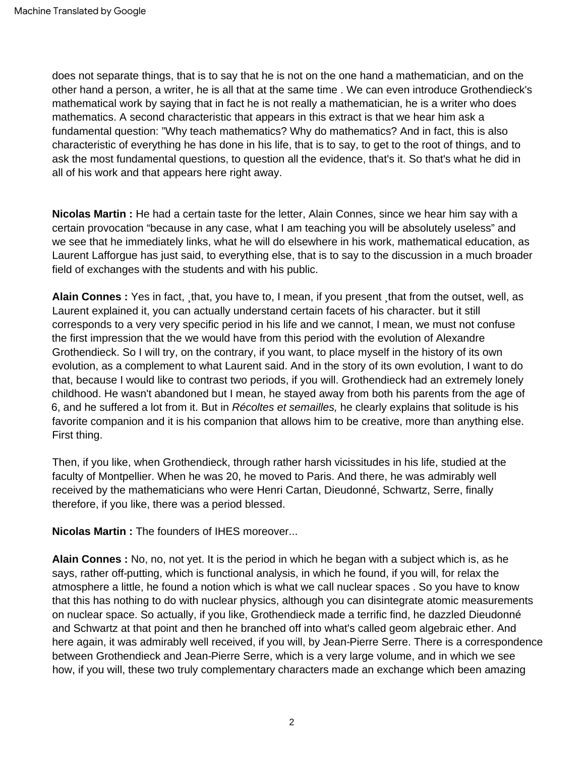does not separate things, that is to say that he is not on the one hand a mathematician, and on the other hand a person, a writer, he is all that at the same time . We can even introduce Grothendieck's mathematical work by saying that in fact he is not really a mathematician, he is a writer who does mathematics. A second characteristic that appears in this extract is that we hear him ask a fundamental question: "Why teach mathematics? Why do mathematics? And in fact, this is also characteristic of everything he has done in his life, that is to say, to get to the root of things, and to ask the most fundamental questions, to question all the evidence, that's it. So that's what he did in all of his work and that appears here right away.

**Nicolas Martin :** He had a certain taste for the letter, Alain Connes, since we hear him say with a certain provocation "because in any case, what I am teaching you will be absolutely useless" and we see that he immediately links, what he will do elsewhere in his work, mathematical education, as Laurent Lafforgue has just said, to everything else, that is to say to the discussion in a much broader field of exchanges with the students and with his public.

**Alain Connes :** Yes in fact, ¸that, you have to, I mean, if you present ¸that from the outset, well, as Laurent explained it, you can actually understand certain facets of his character. but it still corresponds to a very very specific period in his life and we cannot, I mean, we must not confuse the first impression that the we would have from this period with the evolution of Alexandre Grothendieck. So I will try, on the contrary, if you want, to place myself in the history of its own evolution, as a complement to what Laurent said. And in the story of its own evolution, I want to do that, because I would like to contrast two periods, if you will. Grothendieck had an extremely lonely childhood. He wasn't abandoned but I mean, he stayed away from both his parents from the age of 6, and he suffered a lot from it. But in *Récoltes et semailles,* he clearly explains that solitude is his favorite companion and it is his companion that allows him to be creative, more than anything else. First thing.

Then, if you like, when Grothendieck, through rather harsh vicissitudes in his life, studied at the faculty of Montpellier. When he was 20, he moved to Paris. And there, he was admirably well received by the mathematicians who were Henri Cartan, Dieudonné, Schwartz, Serre, finally therefore, if you like, there was a period blessed.

**Nicolas Martin :** The founders of IHES moreover...

**Alain Connes :** No, no, not yet. It is the period in which he began with a subject which is, as he says, rather off-putting, which is functional analysis, in which he found, if you will, for relax the atmosphere a little, he found a notion which is what we call nuclear spaces . So you have to know that this has nothing to do with nuclear physics, although you can disintegrate atomic measurements on nuclear space. So actually, if you like, Grothendieck made a terrific find, he dazzled Dieudonné and Schwartz at that point and then he branched off into what's called geom algebraic ether. And here again, it was admirably well received, if you will, by Jean-Pierre Serre. There is a correspondence between Grothendieck and Jean-Pierre Serre, which is a very large volume, and in which we see how, if you will, these two truly complementary characters made an exchange which been amazing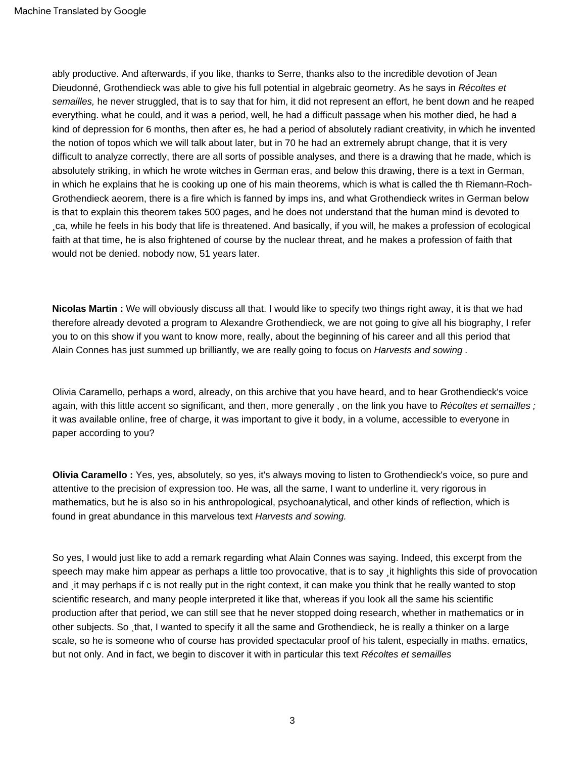ably productive. And afterwards, if you like, thanks to Serre, thanks also to the incredible devotion of Jean Dieudonné, Grothendieck was able to give his full potential in algebraic geometry. As he says in *Récoltes et semailles,* he never struggled, that is to say that for him, it did not represent an effort, he bent down and he reaped everything. what he could, and it was a period, well, he had a difficult passage when his mother died, he had a kind of depression for 6 months, then after es, he had a period of absolutely radiant creativity, in which he invented the notion of topos which we will talk about later, but in 70 he had an extremely abrupt change, that it is very difficult to analyze correctly, there are all sorts of possible analyses, and there is a drawing that he made, which is absolutely striking, in which he wrote witches in German eras, and below this drawing, there is a text in German, in which he explains that he is cooking up one of his main theorems, which is what is called the th Riemann-Roch-Grothendieck aeorem, there is a fire which is fanned by imps ins, and what Grothendieck writes in German below is that to explain this theorem takes 500 pages, and he does not understand that the human mind is devoted to ¸ca, while he feels in his body that life is threatened. And basically, if you will, he makes a profession of ecological faith at that time, he is also frightened of course by the nuclear threat, and he makes a profession of faith that would not be denied. nobody now, 51 years later.

**Nicolas Martin :** We will obviously discuss all that. I would like to specify two things right away, it is that we had therefore already devoted a program to Alexandre Grothendieck, we are not going to give all his biography, I refer you to on this show if you want to know more, really, about the beginning of his career and all this period that Alain Connes has just summed up brilliantly, we are really going to focus on *Harvests and sowing* .

Olivia Caramello, perhaps a word, already, on this archive that you have heard, and to hear Grothendieck's voice again, with this little accent so significant, and then, more generally , on the link you have to *Récoltes et semailles ;* it was available online, free of charge, it was important to give it body, in a volume, accessible to everyone in paper according to you?

**Olivia Caramello :** Yes, yes, absolutely, so yes, it's always moving to listen to Grothendieck's voice, so pure and attentive to the precision of expression too. He was, all the same, I want to underline it, very rigorous in mathematics, but he is also so in his anthropological, psychoanalytical, and other kinds of reflection, which is found in great abundance in this marvelous text *Harvests and sowing.*

So yes, I would just like to add a remark regarding what Alain Connes was saying. Indeed, this excerpt from the speech may make him appear as perhaps a little too provocative, that is to say ¸it highlights this side of provocation and ¸it may perhaps if c is not really put in the right context, it can make you think that he really wanted to stop scientific research, and many people interpreted it like that, whereas if you look all the same his scientific production after that period, we can still see that he never stopped doing research, whether in mathematics or in other subjects. So ¸that, I wanted to specify it all the same and Grothendieck, he is really a thinker on a large scale, so he is someone who of course has provided spectacular proof of his talent, especially in maths. ematics, but not only. And in fact, we begin to discover it with in particular this text *Récoltes et semailles*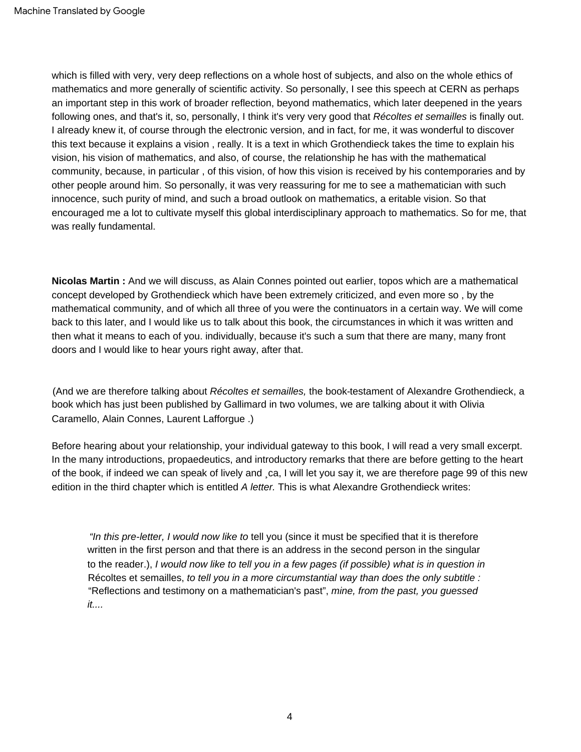which is filled with very, very deep reflections on a whole host of subjects, and also on the whole ethics of mathematics and more generally of scientific activity. So personally, I see this speech at CERN as perhaps an important step in this work of broader reflection, beyond mathematics, which later deepened in the years following ones, and that's it, so, personally, I think it's very very good that *Récoltes et semailles* is finally out. I already knew it, of course through the electronic version, and in fact, for me, it was wonderful to discover this text because it explains a vision , really. It is a text in which Grothendieck takes the time to explain his vision, his vision of mathematics, and also, of course, the relationship he has with the mathematical community, because, in particular , of this vision, of how this vision is received by his contemporaries and by other people around him. So personally, it was very reassuring for me to see a mathematician with such innocence, such purity of mind, and such a broad outlook on mathematics, a eritable vision. So that encouraged me a lot to cultivate myself this global interdisciplinary approach to mathematics. So for me, that was really fundamental.

**Nicolas Martin :** And we will discuss, as Alain Connes pointed out earlier, topos which are a mathematical concept developed by Grothendieck which have been extremely criticized, and even more so , by the mathematical community, and of which all three of you were the continuators in a certain way. We will come back to this later, and I would like us to talk about this book, the circumstances in which it was written and then what it means to each of you. individually, because it's such a sum that there are many, many front doors and I would like to hear yours right away, after that.

(And we are therefore talking about *Récoltes et semailles,* the book-testament of Alexandre Grothendieck, a book which has just been published by Gallimard in two volumes, we are talking about it with Olivia Caramello, Alain Connes, Laurent Lafforgue .)

Before hearing about your relationship, your individual gateway to this book, I will read a very small excerpt. In the many introductions, propaedeutics, and introductory remarks that there are before getting to the heart of the book, if indeed we can speak of lively and ¸ca, I will let you say it, we are therefore page 99 of this new edition in the third chapter which is entitled *A letter.* This is what Alexandre Grothendieck writes:

> *"In this pre-letter, I would now like to* tell you (since it must be specified that it is therefore written in the first person and that there is an address in the second person in the singular to the reader.), *I would now like to tell you in a few pages (if possible) what is in question in* Récoltes et semailles, *to tell you in a more circumstantial way than does the only subtitle :* "Reflections and testimony on a mathematician's past", *mine, from the past, you guessed it....*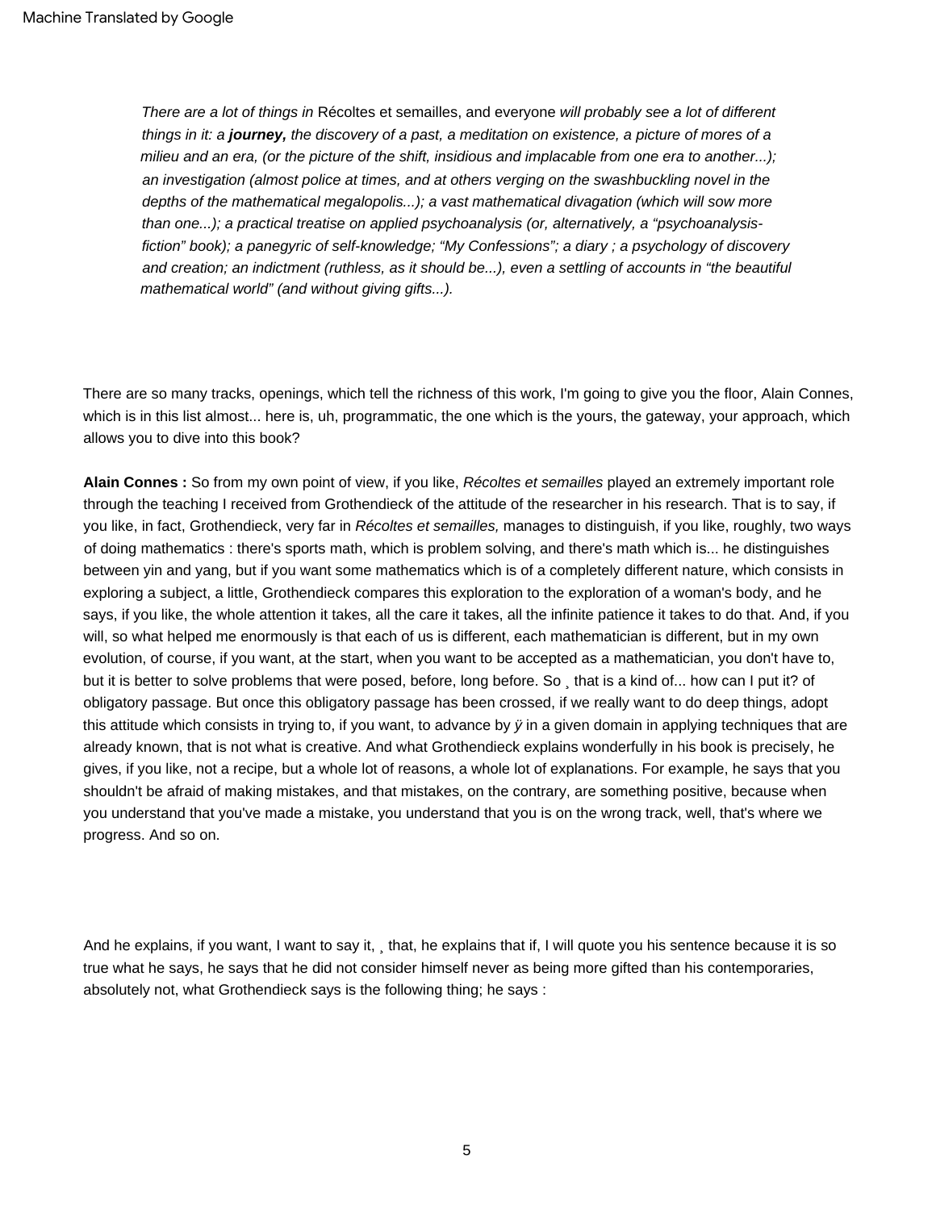*There are a lot of things in* Récoltes et semailles, and everyone *will probably see a lot of different things in it: a* ***journey,*** *the discovery of a past, a meditation on existence, a picture of mores of a milieu and an era, (or the picture of the shift, insidious and implacable from one era to another...); an investigation (almost police at times, and at others verging on the swashbuckling novel in the depths of the mathematical megalopolis...); a vast mathematical divagation (which will sow more than one...); a practical treatise on applied psychoanalysis (or, alternatively, a "psychoanalysis-fiction" book); a panegyric of self-knowledge; "My Confessions"; a diary ; a psychology of discovery and creation; an indictment (ruthless, as it should be...), even a settling of accounts in "the beautiful mathematical world" (and without giving gifts...).*

There are so many tracks, openings, which tell the richness of this work, I'm going to give you the floor, Alain Connes, which is in this list almost... here is, uh, programmatic, the one which is the yours, the gateway, your approach, which allows you to dive into this book?

**Alain Connes :** So from my own point of view, if you like, *Récoltes et semailles* played an extremely important role through the teaching I received from Grothendieck of the attitude of the researcher in his research. That is to say, if you like, in fact, Grothendieck, very far in *Récoltes et semailles,* manages to distinguish, if you like, roughly, two ways of doing mathematics : there's sports math, which is problem solving, and there's math which is... he distinguishes between yin and yang, but if you want some mathematics which is of a completely different nature, which consists in exploring a subject, a little, Grothendieck compares this exploration to the exploration of a woman's body, and he says, if you like, the whole attention it takes, all the care it takes, all the infinite patience it takes to do that. And, if you will, so what helped me enormously is that each of us is different, each mathematician is different, but in my own evolution, of course, if you want, at the start, when you want to be accepted as a mathematician, you don't have to, but it is better to solve problems that were posed, before, long before. So ¸ that is a kind of... how can I put it? of obligatory passage. But once this obligatory passage has been crossed, if we really want to do deep things, adopt this attitude which consists in trying to, if you want, to advance by *ÿ* in a given domain in applying techniques that are already known, that is not what is creative. And what Grothendieck explains wonderfully in his book is precisely, he gives, if you like, not a recipe, but a whole lot of reasons, a whole lot of explanations. For example, he says that you shouldn't be afraid of making mistakes, and that mistakes, on the contrary, are something positive, because when you understand that you've made a mistake, you understand that you is on the wrong track, well, that's where we progress. And so on.

And he explains, if you want, I want to say it, ¸ that, he explains that if, I will quote you his sentence because it is so true what he says, he says that he did not consider himself never as being more gifted than his contemporaries, absolutely not, what Grothendieck says is the following thing; he says :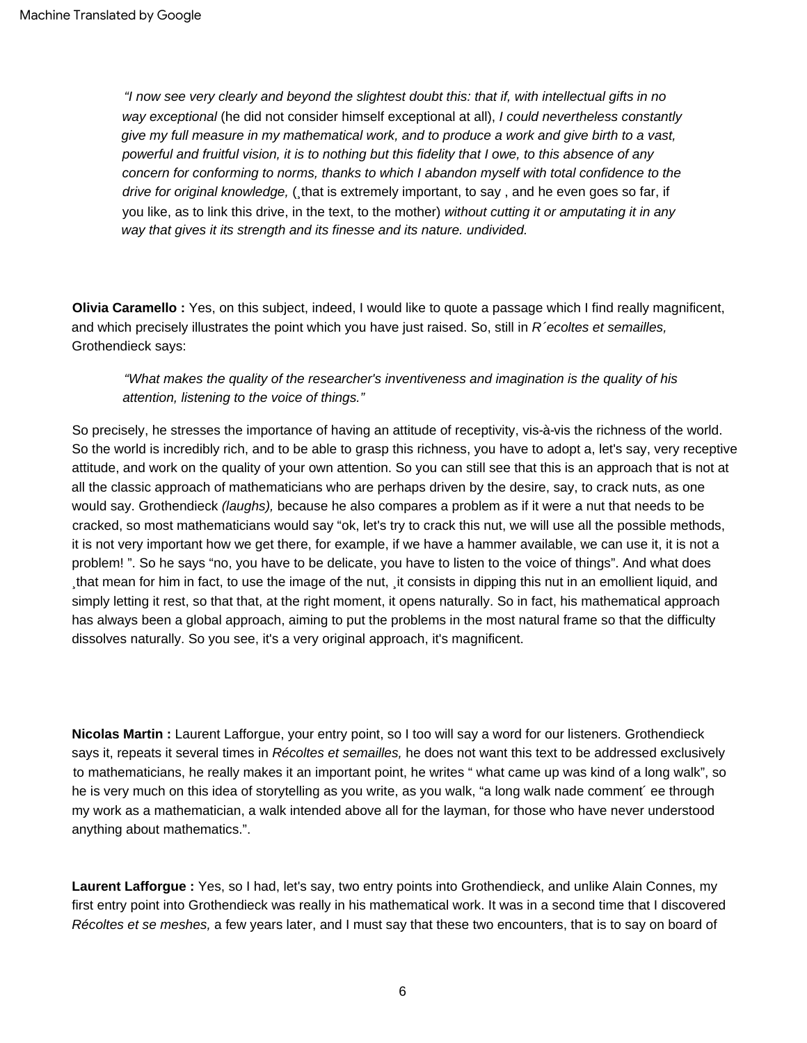> *"I now see very clearly and beyond the slightest doubt this: that if, with intellectual gifts in no way exceptional* (he did not consider himself exceptional at all), *I could nevertheless constantly give my full measure in my mathematical work, and to produce a work and give birth to a vast, powerful and fruitful vision, it is to nothing but this fidelity that I owe, to this absence of any concern for conforming to norms, thanks to which I abandon myself with total confidence to the drive for original knowledge,* (¸that is extremely important, to say , and he even goes so far, if you like, as to link this drive, in the text, to the mother) *without cutting it or amputating it in any way that gives it its strength and its finesse and its nature. undivided.*

**Olivia Caramello :** Yes, on this subject, indeed, I would like to quote a passage which I find really magnificent, and which precisely illustrates the point which you have just raised. So, still in *R´ecoltes et semailles,* Grothendieck says:

> *"What makes the quality of the researcher's inventiveness and imagination is the quality of his attention, listening to the voice of things."*

So precisely, he stresses the importance of having an attitude of receptivity, vis-à-vis the richness of the world. So the world is incredibly rich, and to be able to grasp this richness, you have to adopt a, let's say, very receptive attitude, and work on the quality of your own attention. So you can still see that this is an approach that is not at all the classic approach of mathematicians who are perhaps driven by the desire, say, to crack nuts, as one would say. Grothendieck *(laughs),* because he also compares a problem as if it were a nut that needs to be cracked, so most mathematicians would say "ok, let's try to crack this nut, we will use all the possible methods, it is not very important how we get there, for example, if we have a hammer available, we can use it, it is not a problem! ". So he says "no, you have to be delicate, you have to listen to the voice of things". And what does ¸that mean for him in fact, to use the image of the nut, ¸it consists in dipping this nut in an emollient liquid, and simply letting it rest, so that that, at the right moment, it opens naturally. So in fact, his mathematical approach has always been a global approach, aiming to put the problems in the most natural frame so that the difficulty dissolves naturally. So you see, it's a very original approach, it's magnificent.

**Nicolas Martin :** Laurent Lafforgue, your entry point, so I too will say a word for our listeners. Grothendieck says it, repeats it several times in *Récoltes et semailles,* he does not want this text to be addressed exclusively to mathematicians, he really makes it an important point, he writes " what came up was kind of a long walk", so he is very much on this idea of storytelling as you write, as you walk, "a long walk nade comment´ ee through my work as a mathematician, a walk intended above all for the layman, for those who have never understood anything about mathematics.".

**Laurent Lafforgue :** Yes, so I had, let's say, two entry points into Grothendieck, and unlike Alain Connes, my first entry point into Grothendieck was really in his mathematical work. It was in a second time that I discovered *Récoltes et se meshes,* a few years later, and I must say that these two encounters, that is to say on board of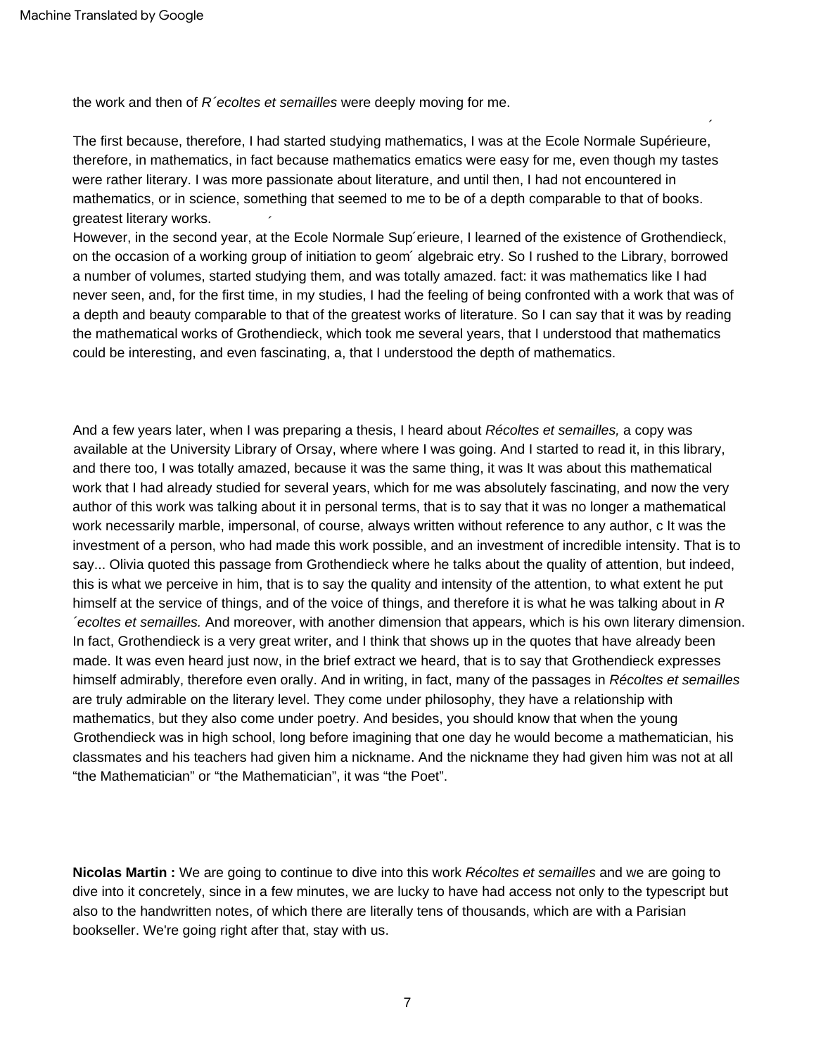the work and then of *R´ecoltes et semailles* were deeply moving for me.

The first because, therefore, I had started studying mathematics, I was at the Ecole Normale Supérieure, therefore, in mathematics, in fact because mathematics ematics were easy for me, even though my tastes were rather literary. I was more passionate about literature, and until then, I had not encountered in mathematics, or in science, something that seemed to me to be of a depth comparable to that of books. greatest literary works.

However, in the second year, at the Ecole Normale Sup´erieure, I learned of the existence of Grothendieck, on the occasion of a working group of initiation to geom´ algebraic etry. So I rushed to the Library, borrowed a number of volumes, started studying them, and was totally amazed. fact: it was mathematics like I had never seen, and, for the first time, in my studies, I had the feeling of being confronted with a work that was of a depth and beauty comparable to that of the greatest works of literature. So I can say that it was by reading the mathematical works of Grothendieck, which took me several years, that I understood that mathematics could be interesting, and even fascinating, a, that I understood the depth of mathematics.

And a few years later, when I was preparing a thesis, I heard about *Récoltes et semailles,* a copy was available at the University Library of Orsay, where where I was going. And I started to read it, in this library, and there too, I was totally amazed, because it was the same thing, it was It was about this mathematical work that I had already studied for several years, which for me was absolutely fascinating, and now the very author of this work was talking about it in personal terms, that is to say that it was no longer a mathematical work necessarily marble, impersonal, of course, always written without reference to any author, c It was the investment of a person, who had made this work possible, and an investment of incredible intensity. That is to say... Olivia quoted this passage from Grothendieck where he talks about the quality of attention, but indeed, this is what we perceive in him, that is to say the quality and intensity of the attention, to what extent he put himself at the service of things, and of the voice of things, and therefore it is what he was talking about in *R ´ecoltes et semailles.* And moreover, with another dimension that appears, which is his own literary dimension. In fact, Grothendieck is a very great writer, and I think that shows up in the quotes that have already been made. It was even heard just now, in the brief extract we heard, that is to say that Grothendieck expresses himself admirably, therefore even orally. And in writing, in fact, many of the passages in *Récoltes et semailles* are truly admirable on the literary level. They come under philosophy, they have a relationship with mathematics, but they also come under poetry. And besides, you should know that when the young Grothendieck was in high school, long before imagining that one day he would become a mathematician, his classmates and his teachers had given him a nickname. And the nickname they had given him was not at all "the Mathematician" or "the Mathematician", it was "the Poet".

**Nicolas Martin :** We are going to continue to dive into this work *Récoltes et semailles* and we are going to dive into it concretely, since in a few minutes, we are lucky to have had access not only to the typescript but also to the handwritten notes, of which there are literally tens of thousands, which are with a Parisian bookseller. We're going right after that, stay with us.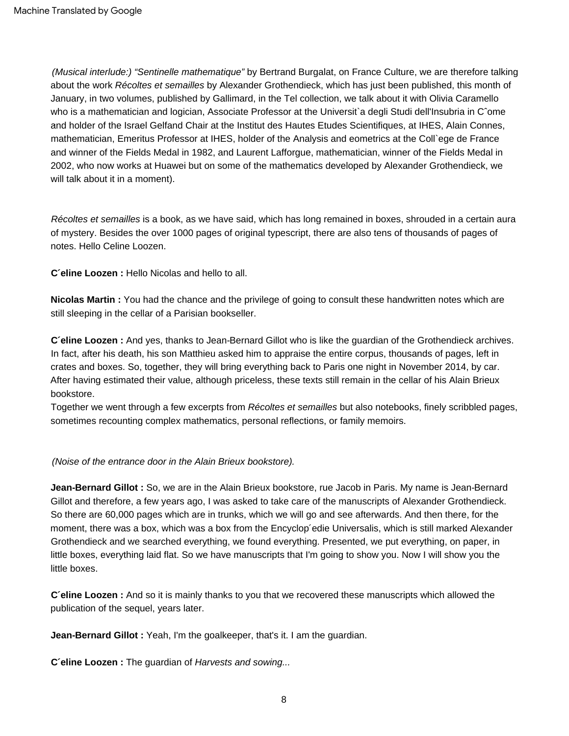*(Musical interlude:) "Sentinelle mathematique"* by Bertrand Burgalat, on France Culture, we are therefore talking about the work *Récoltes et semailles* by Alexander Grothendieck, which has just been published, this month of January, in two volumes, published by Gallimard, in the Tel collection, we talk about it with Olivia Caramello who is a mathematician and logician, Associate Professor at the Universit`a degli Studi dell'Insubria in Cˆome and holder of the Israel Gelfand Chair at the Institut des Hautes Etudes Scientifiques, at IHES, Alain Connes, mathematician, Emeritus Professor at IHES, holder of the Analysis and eometrics at the Coll`ege de France and winner of the Fields Medal in 1982, and Laurent Lafforgue, mathematician, winner of the Fields Medal in 2002, who now works at Huawei but on some of the mathematics developed by Alexander Grothendieck, we will talk about it in a moment).

*Récoltes et semailles* is a book, as we have said, which has long remained in boxes, shrouded in a certain aura of mystery. Besides the over 1000 pages of original typescript, there are also tens of thousands of pages of notes. Hello Celine Loozen.

**C´eline Loozen :** Hello Nicolas and hello to all.

**Nicolas Martin :** You had the chance and the privilege of going to consult these handwritten notes which are still sleeping in the cellar of a Parisian bookseller.

**C´eline Loozen :** And yes, thanks to Jean-Bernard Gillot who is like the guardian of the Grothendieck archives. In fact, after his death, his son Matthieu asked him to appraise the entire corpus, thousands of pages, left in crates and boxes. So, together, they will bring everything back to Paris one night in November 2014, by car. After having estimated their value, although priceless, these texts still remain in the cellar of his Alain Brieux bookstore.
Together we went through a few excerpts from *Récoltes et semailles* but also notebooks, finely scribbled pages, sometimes recounting complex mathematics, personal reflections, or family memoirs.

*(Noise of the entrance door in the Alain Brieux bookstore).*

**Jean-Bernard Gillot :** So, we are in the Alain Brieux bookstore, rue Jacob in Paris. My name is Jean-Bernard Gillot and therefore, a few years ago, I was asked to take care of the manuscripts of Alexander Grothendieck. So there are 60,000 pages which are in trunks, which we will go and see afterwards. And then there, for the moment, there was a box, which was a box from the Encyclop´edie Universalis, which is still marked Alexander Grothendieck and we searched everything, we found everything. Presented, we put everything, on paper, in little boxes, everything laid flat. So we have manuscripts that I'm going to show you. Now I will show you the little boxes.

**C´eline Loozen :** And so it is mainly thanks to you that we recovered these manuscripts which allowed the publication of the sequel, years later.

**Jean-Bernard Gillot :** Yeah, I'm the goalkeeper, that's it. I am the guardian.

**C´eline Loozen :** The guardian of *Harvests and sowing...*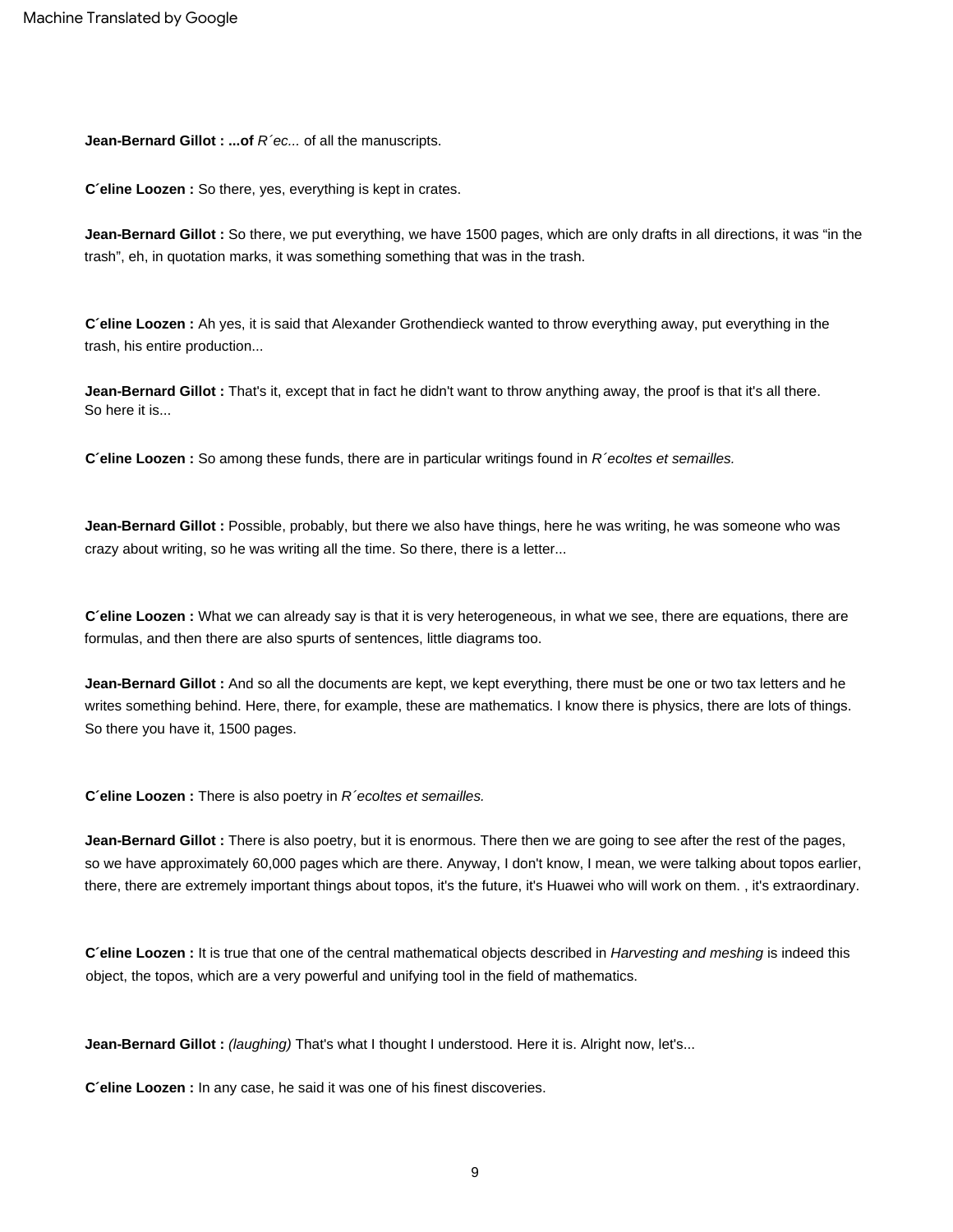**Jean-Bernard Gillot : ...of** *R´ec...* of all the manuscripts.

**C´eline Loozen :** So there, yes, everything is kept in crates.

**Jean-Bernard Gillot :** So there, we put everything, we have 1500 pages, which are only drafts in all directions, it was "in the trash", eh, in quotation marks, it was something something that was in the trash.

**C´eline Loozen :** Ah yes, it is said that Alexander Grothendieck wanted to throw everything away, put everything in the trash, his entire production...

**Jean-Bernard Gillot :** That's it, except that in fact he didn't want to throw anything away, the proof is that it's all there. So here it is...

**C´eline Loozen :** So among these funds, there are in particular writings found in *R´ecoltes et semailles.*

**Jean-Bernard Gillot :** Possible, probably, but there we also have things, here he was writing, he was someone who was crazy about writing, so he was writing all the time. So there, there is a letter...

**C´eline Loozen :** What we can already say is that it is very heterogeneous, in what we see, there are equations, there are formulas, and then there are also spurts of sentences, little diagrams too.

**Jean-Bernard Gillot :** And so all the documents are kept, we kept everything, there must be one or two tax letters and he writes something behind. Here, there, for example, these are mathematics. I know there is physics, there are lots of things. So there you have it, 1500 pages.

**C´eline Loozen :** There is also poetry in *R´ecoltes et semailles.*

**Jean-Bernard Gillot :** There is also poetry, but it is enormous. There then we are going to see after the rest of the pages, so we have approximately 60,000 pages which are there. Anyway, I don't know, I mean, we were talking about topos earlier, there, there are extremely important things about topos, it's the future, it's Huawei who will work on them. , it's extraordinary.

**C´eline Loozen :** It is true that one of the central mathematical objects described in *Harvesting and meshing* is indeed this object, the topos, which are a very powerful and unifying tool in the field of mathematics.

**Jean-Bernard Gillot :** *(laughing)* That's what I thought I understood. Here it is. Alright now, let's...

**C´eline Loozen :** In any case, he said it was one of his finest discoveries.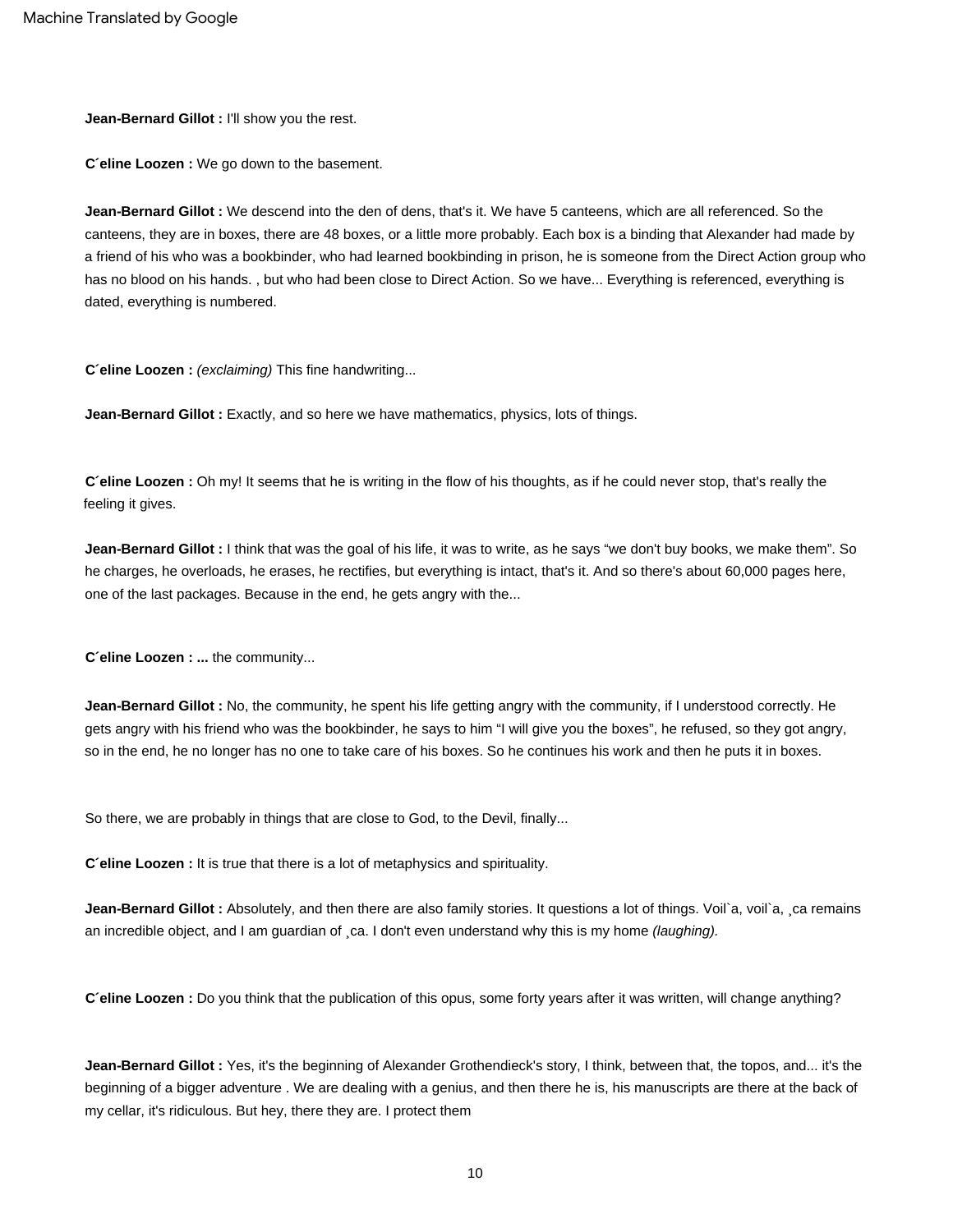**Jean-Bernard Gillot :** I'll show you the rest.

**C´eline Loozen :** We go down to the basement.

**Jean-Bernard Gillot :** We descend into the den of dens, that's it. We have 5 canteens, which are all referenced. So the canteens, they are in boxes, there are 48 boxes, or a little more probably. Each box is a binding that Alexander had made by a friend of his who was a bookbinder, who had learned bookbinding in prison, he is someone from the Direct Action group who has no blood on his hands. , but who had been close to Direct Action. So we have... Everything is referenced, everything is dated, everything is numbered.

**C´eline Loozen :** *(exclaiming)* This fine handwriting...

**Jean-Bernard Gillot :** Exactly, and so here we have mathematics, physics, lots of things.

**C´eline Loozen :** Oh my! It seems that he is writing in the flow of his thoughts, as if he could never stop, that's really the feeling it gives.

**Jean-Bernard Gillot :** I think that was the goal of his life, it was to write, as he says "we don't buy books, we make them". So he charges, he overloads, he erases, he rectifies, but everything is intact, that's it. And so there's about 60,000 pages here, one of the last packages. Because in the end, he gets angry with the...

**C´eline Loozen : ...** the community...

**Jean-Bernard Gillot :** No, the community, he spent his life getting angry with the community, if I understood correctly. He gets angry with his friend who was the bookbinder, he says to him "I will give you the boxes", he refused, so they got angry, so in the end, he no longer has no one to take care of his boxes. So he continues his work and then he puts it in boxes.

So there, we are probably in things that are close to God, to the Devil, finally...

**C´eline Loozen :** It is true that there is a lot of metaphysics and spirituality.

**Jean-Bernard Gillot :** Absolutely, and then there are also family stories. It questions a lot of things. Voil`a, voil`a, ¸ca remains an incredible object, and I am guardian of ¸ca. I don't even understand why this is my home *(laughing).*

**C´eline Loozen :** Do you think that the publication of this opus, some forty years after it was written, will change anything?

**Jean-Bernard Gillot :** Yes, it's the beginning of Alexander Grothendieck's story, I think, between that, the topos, and... it's the beginning of a bigger adventure . We are dealing with a genius, and then there he is, his manuscripts are there at the back of my cellar, it's ridiculous. But hey, there they are. I protect them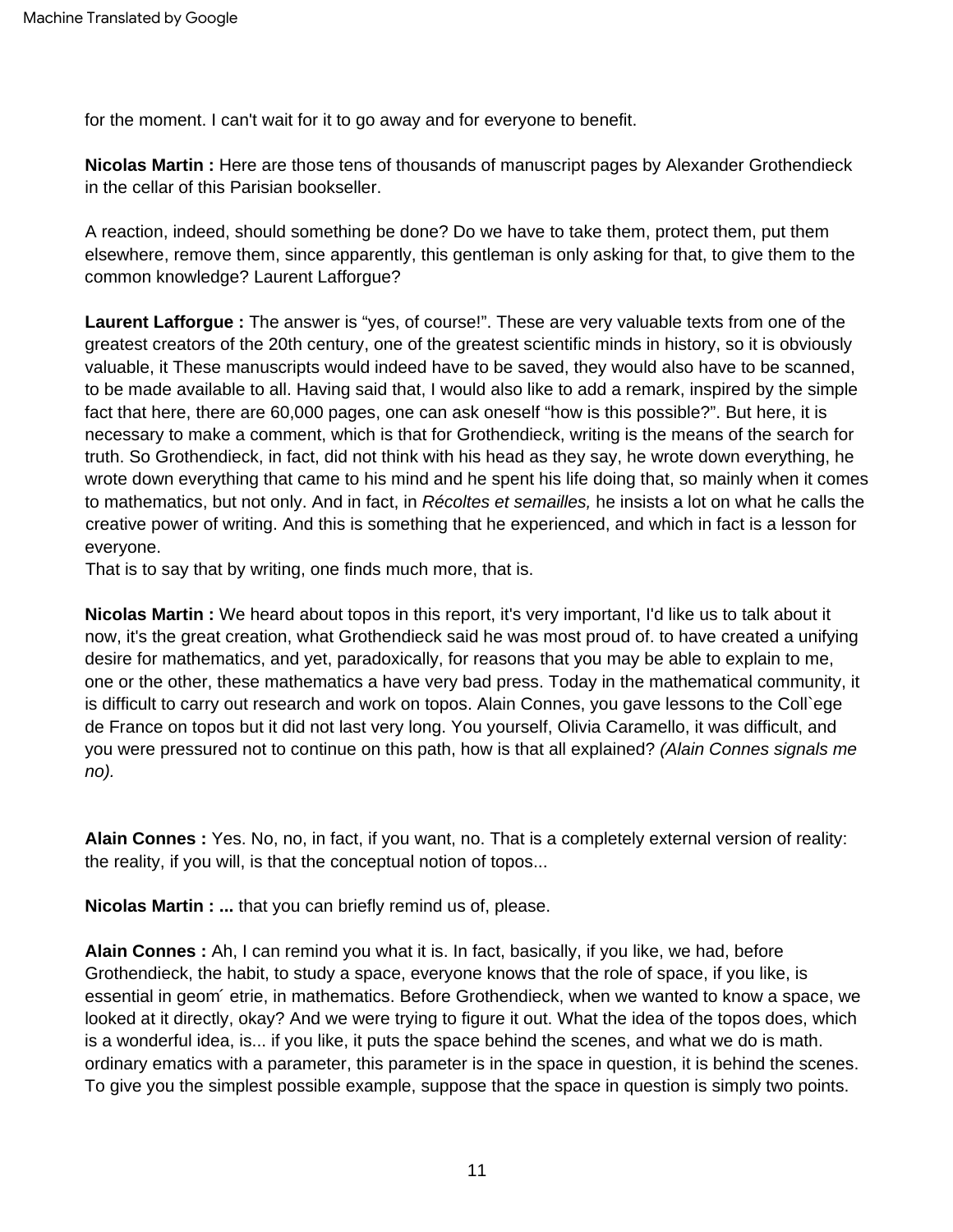for the moment. I can't wait for it to go away and for everyone to benefit.

**Nicolas Martin :** Here are those tens of thousands of manuscript pages by Alexander Grothendieck in the cellar of this Parisian bookseller.

A reaction, indeed, should something be done? Do we have to take them, protect them, put them elsewhere, remove them, since apparently, this gentleman is only asking for that, to give them to the common knowledge? Laurent Lafforgue?

**Laurent Lafforgue :** The answer is "yes, of course!". These are very valuable texts from one of the greatest creators of the 20th century, one of the greatest scientific minds in history, so it is obviously valuable, it These manuscripts would indeed have to be saved, they would also have to be scanned, to be made available to all. Having said that, I would also like to add a remark, inspired by the simple fact that here, there are 60,000 pages, one can ask oneself "how is this possible?". But here, it is necessary to make a comment, which is that for Grothendieck, writing is the means of the search for truth. So Grothendieck, in fact, did not think with his head as they say, he wrote down everything, he wrote down everything that came to his mind and he spent his life doing that, so mainly when it comes to mathematics, but not only. And in fact, in *Récoltes et semailles,* he insists a lot on what he calls the creative power of writing. And this is something that he experienced, and which in fact is a lesson for everyone.
That is to say that by writing, one finds much more, that is.

**Nicolas Martin :** We heard about topos in this report, it's very important, I'd like us to talk about it now, it's the great creation, what Grothendieck said he was most proud of. to have created a unifying desire for mathematics, and yet, paradoxically, for reasons that you may be able to explain to me, one or the other, these mathematics a have very bad press. Today in the mathematical community, it is difficult to carry out research and work on topos. Alain Connes, you gave lessons to the Coll`ege de France on topos but it did not last very long. You yourself, Olivia Caramello, it was difficult, and you were pressured not to continue on this path, how is that all explained? *(Alain Connes signals me no).*

**Alain Connes :** Yes. No, no, in fact, if you want, no. That is a completely external version of reality: the reality, if you will, is that the conceptual notion of topos...

**Nicolas Martin : ...** that you can briefly remind us of, please.

**Alain Connes :** Ah, I can remind you what it is. In fact, basically, if you like, we had, before Grothendieck, the habit, to study a space, everyone knows that the role of space, if you like, is essential in geom´ etrie, in mathematics. Before Grothendieck, when we wanted to know a space, we looked at it directly, okay? And we were trying to figure it out. What the idea of the topos does, which is a wonderful idea, is... if you like, it puts the space behind the scenes, and what we do is math. ordinary ematics with a parameter, this parameter is in the space in question, it is behind the scenes. To give you the simplest possible example, suppose that the space in question is simply two points.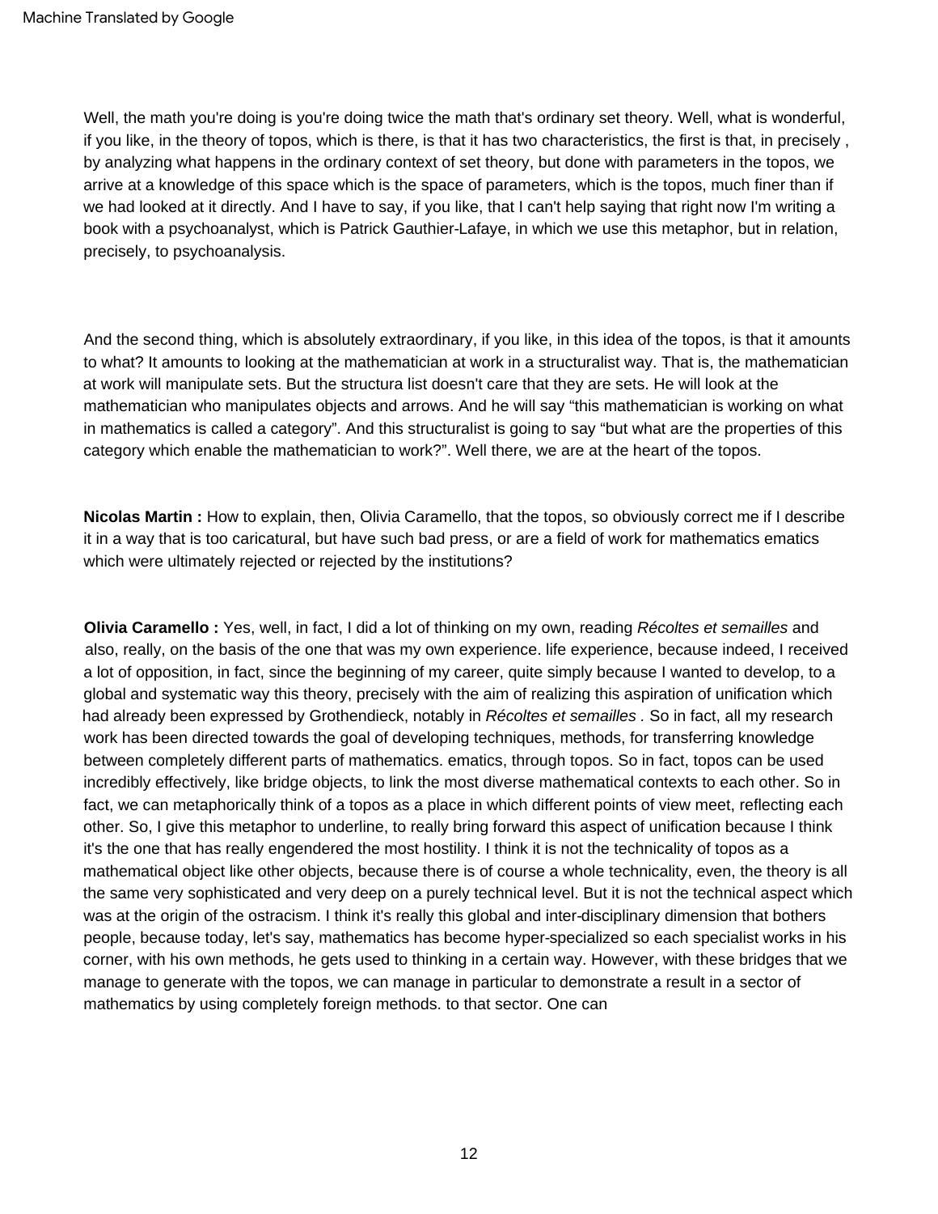Well, the math you're doing is you're doing twice the math that's ordinary set theory. Well, what is wonderful, if you like, in the theory of topos, which is there, is that it has two characteristics, the first is that, in precisely , by analyzing what happens in the ordinary context of set theory, but done with parameters in the topos, we arrive at a knowledge of this space which is the space of parameters, which is the topos, much finer than if we had looked at it directly. And I have to say, if you like, that I can't help saying that right now I'm writing a book with a psychoanalyst, which is Patrick Gauthier-Lafaye, in which we use this metaphor, but in relation, precisely, to psychoanalysis.

And the second thing, which is absolutely extraordinary, if you like, in this idea of the topos, is that it amounts to what? It amounts to looking at the mathematician at work in a structuralist way. That is, the mathematician at work will manipulate sets. But the structura list doesn't care that they are sets. He will look at the mathematician who manipulates objects and arrows. And he will say "this mathematician is working on what in mathematics is called a category". And this structuralist is going to say "but what are the properties of this category which enable the mathematician to work?". Well there, we are at the heart of the topos.

**Nicolas Martin :** How to explain, then, Olivia Caramello, that the topos, so obviously correct me if I describe it in a way that is too caricatural, but have such bad press, or are a field of work for mathematics ematics which were ultimately rejected or rejected by the institutions?

**Olivia Caramello :** Yes, well, in fact, I did a lot of thinking on my own, reading *Récoltes et semailles* and also, really, on the basis of the one that was my own experience. life experience, because indeed, I received a lot of opposition, in fact, since the beginning of my career, quite simply because I wanted to develop, to a global and systematic way this theory, precisely with the aim of realizing this aspiration of unification which had already been expressed by Grothendieck, notably in *Récoltes et semailles* . So in fact, all my research work has been directed towards the goal of developing techniques, methods, for transferring knowledge between completely different parts of mathematics. ematics, through topos. So in fact, topos can be used incredibly effectively, like bridge objects, to link the most diverse mathematical contexts to each other. So in fact, we can metaphorically think of a topos as a place in which different points of view meet, reflecting each other. So, I give this metaphor to underline, to really bring forward this aspect of unification because I think it's the one that has really engendered the most hostility. I think it is not the technicality of topos as a mathematical object like other objects, because there is of course a whole technicality, even, the theory is all the same very sophisticated and very deep on a purely technical level. But it is not the technical aspect which was at the origin of the ostracism. I think it's really this global and inter-disciplinary dimension that bothers people, because today, let's say, mathematics has become hyper-specialized so each specialist works in his corner, with his own methods, he gets used to thinking in a certain way. However, with these bridges that we manage to generate with the topos, we can manage in particular to demonstrate a result in a sector of mathematics by using completely foreign methods. to that sector. One can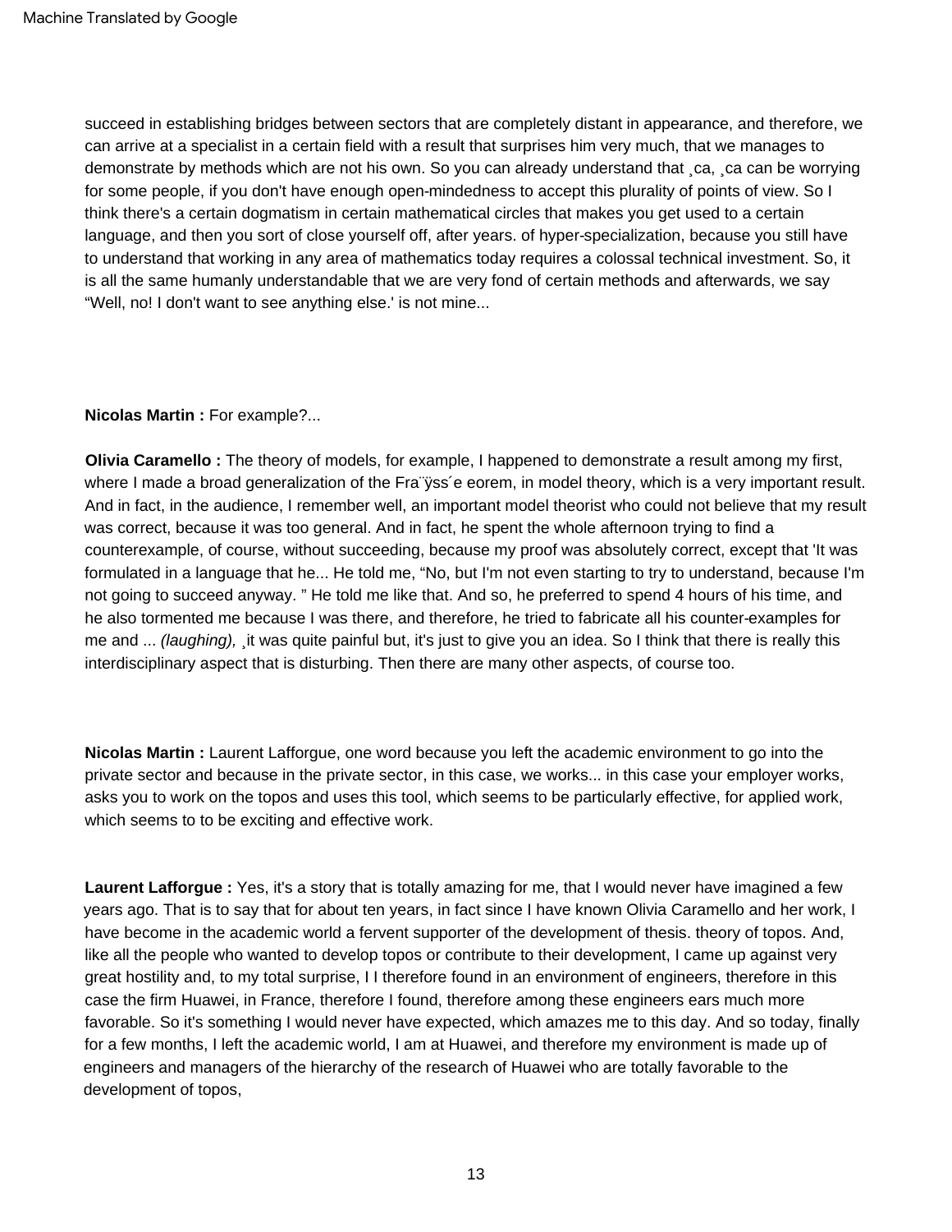succeed in establishing bridges between sectors that are completely distant in appearance, and therefore, we can arrive at a specialist in a certain field with a result that surprises him very much, that we manages to demonstrate by methods which are not his own. So you can already understand that ¸ca, ¸ca can be worrying for some people, if you don't have enough open-mindedness to accept this plurality of points of view. So I think there's a certain dogmatism in certain mathematical circles that makes you get used to a certain language, and then you sort of close yourself off, after years. of hyper-specialization, because you still have to understand that working in any area of mathematics today requires a colossal technical investment. So, it is all the same humanly understandable that we are very fond of certain methods and afterwards, we say "Well, no! I don't want to see anything else.' is not mine...

**Nicolas Martin :** For example?...

**Olivia Caramello :** The theory of models, for example, I happened to demonstrate a result among my first, where I made a broad generalization of the Fra¨ÿss´e eorem, in model theory, which is a very important result. And in fact, in the audience, I remember well, an important model theorist who could not believe that my result was correct, because it was too general. And in fact, he spent the whole afternoon trying to find a counterexample, of course, without succeeding, because my proof was absolutely correct, except that 'It was formulated in a language that he... He told me, "No, but I'm not even starting to try to understand, because I'm not going to succeed anyway. " He told me like that. And so, he preferred to spend 4 hours of his time, and he also tormented me because I was there, and therefore, he tried to fabricate all his counter-examples for me and ... *(laughing),* ¸it was quite painful but, it's just to give you an idea. So I think that there is really this interdisciplinary aspect that is disturbing. Then there are many other aspects, of course too.

**Nicolas Martin :** Laurent Lafforgue, one word because you left the academic environment to go into the private sector and because in the private sector, in this case, we works... in this case your employer works, asks you to work on the topos and uses this tool, which seems to be particularly effective, for applied work, which seems to to be exciting and effective work.

**Laurent Lafforgue :** Yes, it's a story that is totally amazing for me, that I would never have imagined a few years ago. That is to say that for about ten years, in fact since I have known Olivia Caramello and her work, I have become in the academic world a fervent supporter of the development of thesis. theory of topos. And, like all the people who wanted to develop topos or contribute to their development, I came up against very great hostility and, to my total surprise, I I therefore found in an environment of engineers, therefore in this case the firm Huawei, in France, therefore I found, therefore among these engineers ears much more favorable. So it's something I would never have expected, which amazes me to this day. And so today, finally for a few months, I left the academic world, I am at Huawei, and therefore my environment is made up of engineers and managers of the hierarchy of the research of Huawei who are totally favorable to the development of topos,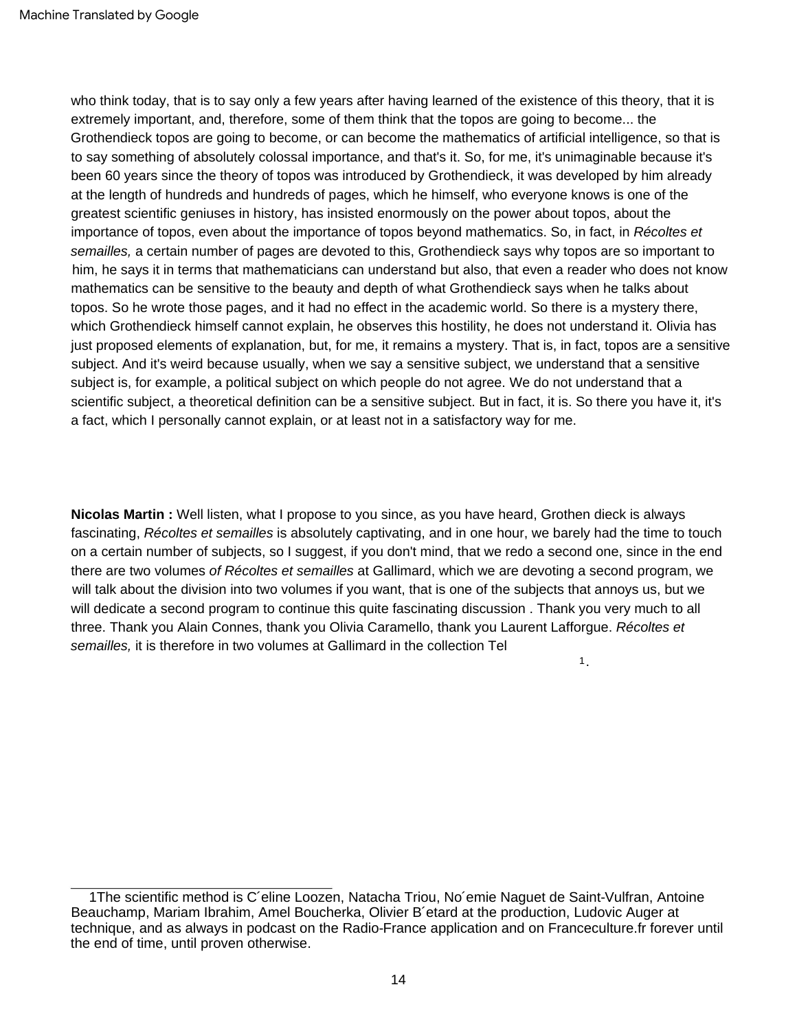who think today, that is to say only a few years after having learned of the existence of this theory, that it is extremely important, and, therefore, some of them think that the topos are going to become... the Grothendieck topos are going to become, or can become the mathematics of artificial intelligence, so that is to say something of absolutely colossal importance, and that's it. So, for me, it's unimaginable because it's been 60 years since the theory of topos was introduced by Grothendieck, it was developed by him already at the length of hundreds and hundreds of pages, which he himself, who everyone knows is one of the greatest scientific geniuses in history, has insisted enormously on the power about topos, about the importance of topos, even about the importance of topos beyond mathematics. So, in fact, in *Récoltes et semailles,* a certain number of pages are devoted to this, Grothendieck says why topos are so important to him, he says it in terms that mathematicians can understand but also, that even a reader who does not know mathematics can be sensitive to the beauty and depth of what Grothendieck says when he talks about topos. So he wrote those pages, and it had no effect in the academic world. So there is a mystery there, which Grothendieck himself cannot explain, he observes this hostility, he does not understand it. Olivia has just proposed elements of explanation, but, for me, it remains a mystery. That is, in fact, topos are a sensitive subject. And it's weird because usually, when we say a sensitive subject, we understand that a sensitive subject is, for example, a political subject on which people do not agree. We do not understand that a scientific subject, a theoretical definition can be a sensitive subject. But in fact, it is. So there you have it, it's a fact, which I personally cannot explain, or at least not in a satisfactory way for me.

**Nicolas Martin :** Well listen, what I propose to you since, as you have heard, Grothen dieck is always fascinating, *Récoltes et semailles* is absolutely captivating, and in one hour, we barely had the time to touch on a certain number of subjects, so I suggest, if you don't mind, that we redo a second one, since in the end there are two volumes *of Récoltes et semailles* at Gallimard, which we are devoting a second program, we will talk about the division into two volumes if you want, that is one of the subjects that annoys us, but we will dedicate a second program to continue this quite fascinating discussion . Thank you very much to all three. Thank you Alain Connes, thank you Olivia Caramello, thank you Laurent Lafforgue. *Récoltes et semailles,* it is therefore in two volumes at Gallimard in the collection Tel[1].

---

[1] The scientific method is C´eline Loozen, Natacha Triou, No´emie Naguet de Saint-Vulfran, Antoine Beauchamp, Mariam Ibrahim, Amel Boucherka, Olivier B´etard at the production, Ludovic Auger at technique, and as always in podcast on the Radio-France application and on Franceculture.fr forever until the end of time, until proven otherwise.